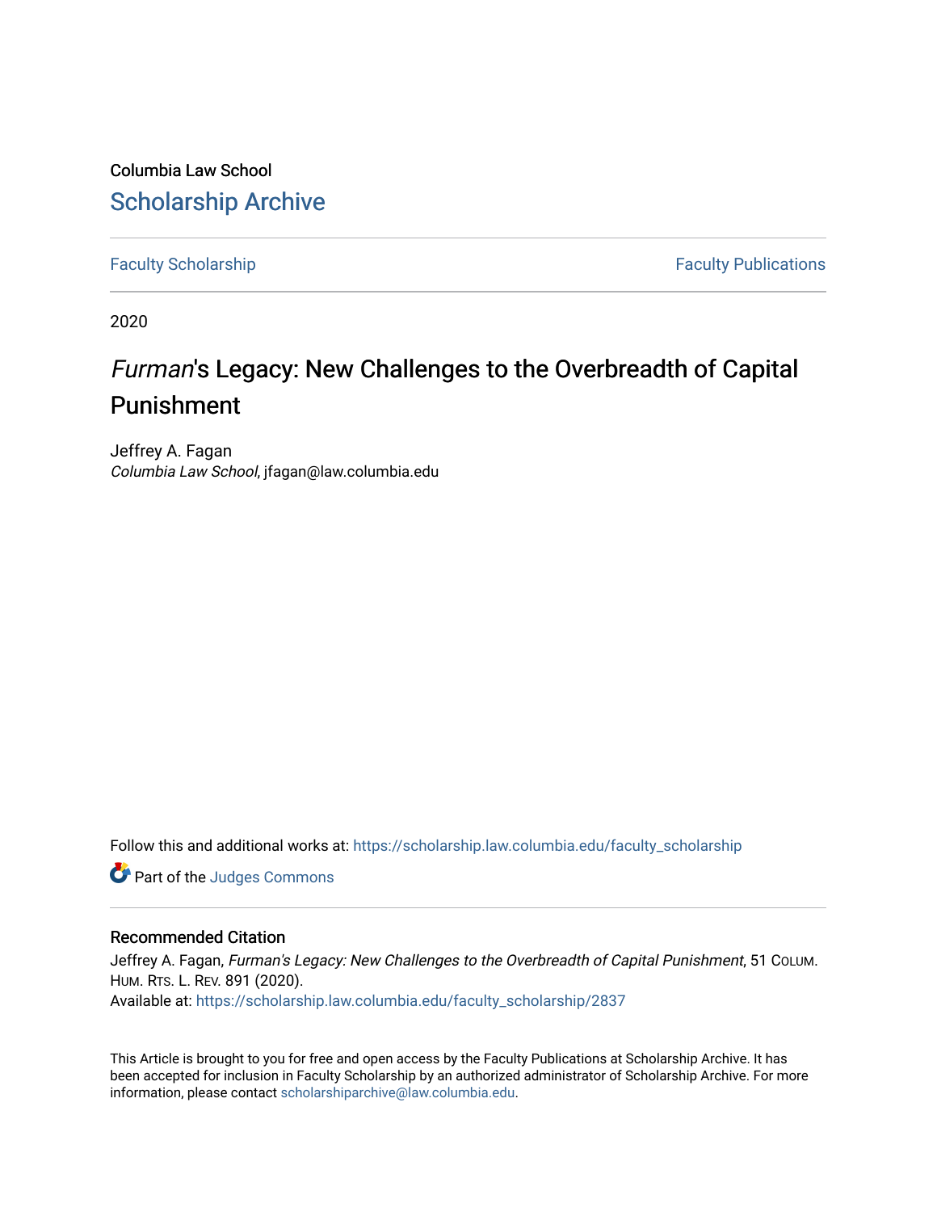Columbia Law School

# Scholarship Archive

Faculty Scholarship | Faculty Publications

2020

# *Furman*'s Legacy: New Challenges to the Overbreadth of Capital Punishment

Jeffrey A. Fagan
*Columbia Law School*, jfagan@law.columbia.edu

Follow this and additional works at: https://scholarship.law.columbia.edu/faculty_scholarship

Part of the Judges Commons

## Recommended Citation

Jeffrey A. Fagan, *Furman's Legacy: New Challenges to the Overbreadth of Capital Punishment*, 51 Colum. Hum. Rts. L. Rev. 891 (2020).
Available at: https://scholarship.law.columbia.edu/faculty_scholarship/2837

This Article is brought to you for free and open access by the Faculty Publications at Scholarship Archive. It has been accepted for inclusion in Faculty Scholarship by an authorized administrator of Scholarship Archive. For more information, please contact scholarshiparchive@law.columbia.edu.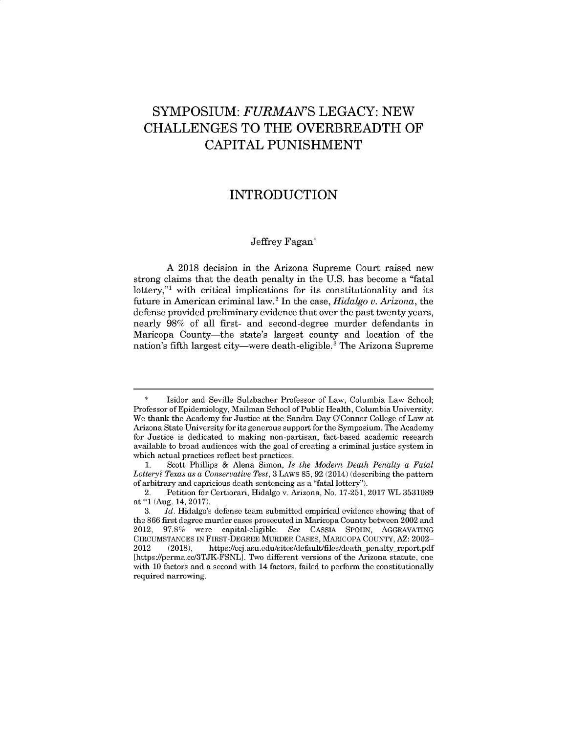# SYMPOSIUM: *FURMAN'S* LEGACY: NEW CHALLENGES TO THE OVERBREADTH OF CAPITAL PUNISHMENT

## INTRODUCTION

Jeffrey Fagan*

A 2018 decision in the Arizona Supreme Court raised new strong claims that the death penalty in the U.S. has become a "fatal lottery,"[1] with critical implications for its constitutionality and its future in American criminal law.[2] In the case, *Hidalgo v. Arizona*, the defense provided preliminary evidence that over the past twenty years, nearly 98% of all first- and second-degree murder defendants in Maricopa County—the state's largest county and location of the nation's fifth largest city—were death-eligible.[3] The Arizona Supreme

---

\* Isidor and Seville Sulzbacher Professor of Law, Columbia Law School; Professor of Epidemiology, Mailman School of Public Health, Columbia University. We thank the Academy for Justice at the Sandra Day O'Connor College of Law at Arizona State University for its generous support for the Symposium. The Academy for Justice is dedicated to making non-partisan, fact-based academic research available to broad audiences with the goal of creating a criminal justice system in which actual practices reflect best practices.

1. Scott Phillips & Alena Simon, *Is the Modern Death Penalty a Fatal Lottery? Texas as a Conservative Test*, 3 LAWS 85, 92 (2014) (describing the pattern of arbitrary and capricious death sentencing as a "fatal lottery").

2. Petition for Certiorari, Hidalgo v. Arizona, No. 17-251, 2017 WL 3531089 at *1 (Aug. 14, 2017).

3. *Id.* Hidalgo's defense team submitted empirical evidence showing that of the 866 first degree murder cases prosecuted in Maricopa County between 2002 and 2012, 97.8% were capital-eligible. *See* CASSIA SPOHN, AGGRAVATING CIRCUMSTANCES IN FIRST-DEGREE MURDER CASES, MARICOPA COUNTY, AZ: 2002–2012 (2018), https://ccj.asu.edu/sites/default/files/death_penalty_report.pdf [https://perma.cc/3TJK-FSNL]. Two different versions of the Arizona statute, one with 10 factors and a second with 14 factors, failed to perform the constitutionally required narrowing.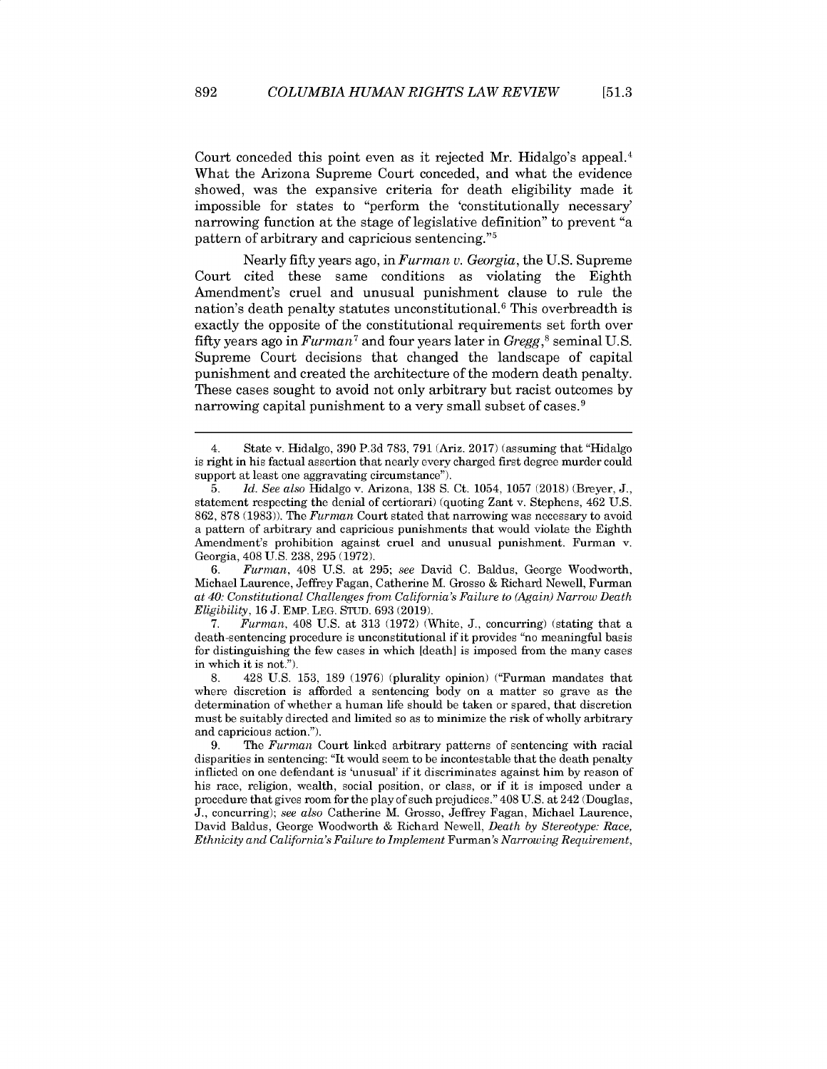Court conceded this point even as it rejected Mr. Hidalgo's appeal.[4] What the Arizona Supreme Court conceded, and what the evidence showed, was the expansive criteria for death eligibility made it impossible for states to "perform the 'constitutionally necessary' narrowing function at the stage of legislative definition" to prevent "a pattern of arbitrary and capricious sentencing."[5]

Nearly fifty years ago, in *Furman v. Georgia*, the U.S. Supreme Court cited these same conditions as violating the Eighth Amendment's cruel and unusual punishment clause to rule the nation's death penalty statutes unconstitutional.[6] This overbreadth is exactly the opposite of the constitutional requirements set forth over fifty years ago in *Furman*[7] and four years later in *Gregg*,[8] seminal U.S. Supreme Court decisions that changed the landscape of capital punishment and created the architecture of the modern death penalty. These cases sought to avoid not only arbitrary but racist outcomes by narrowing capital punishment to a very small subset of cases.[9]

---

4. State v. Hidalgo, 390 P.3d 783, 791 (Ariz. 2017) (assuming that "Hidalgo is right in his factual assertion that nearly every charged first degree murder could support at least one aggravating circumstance").

5. *Id. See also* Hidalgo v. Arizona, 138 S. Ct. 1054, 1057 (2018) (Breyer, J., statement respecting the denial of certiorari) (quoting Zant v. Stephens, 462 U.S. 862, 878 (1983)). The *Furman* Court stated that narrowing was necessary to avoid a pattern of arbitrary and capricious punishments that would violate the Eighth Amendment's prohibition against cruel and unusual punishment. Furman v. Georgia, 408 U.S. 238, 295 (1972).

6. *Furman*, 408 U.S. at 295; *see* David C. Baldus, George Woodworth, Michael Laurence, Jeffrey Fagan, Catherine M. Grosso & Richard Newell, Furman *at 40: Constitutional Challenges from California's Failure to (Again) Narrow Death Eligibility*, 16 J. EMP. LEG. STUD. 693 (2019).

7. *Furman*, 408 U.S. at 313 (1972) (White, J., concurring) (stating that a death-sentencing procedure is unconstitutional if it provides "no meaningful basis for distinguishing the few cases in which [death] is imposed from the many cases in which it is not.").

8. 428 U.S. 153, 189 (1976) (plurality opinion) ("Furman mandates that where discretion is afforded a sentencing body on a matter so grave as the determination of whether a human life should be taken or spared, that discretion must be suitably directed and limited so as to minimize the risk of wholly arbitrary and capricious action.").

9. The *Furman* Court linked arbitrary patterns of sentencing with racial disparities in sentencing: "It would seem to be incontestable that the death penalty inflicted on one defendant is 'unusual' if it discriminates against him by reason of his race, religion, wealth, social position, or class, or if it is imposed under a procedure that gives room for the play of such prejudices." 408 U.S. at 242 (Douglas, J., concurring); *see also* Catherine M. Grosso, Jeffrey Fagan, Michael Laurence, David Baldus, George Woodworth & Richard Newell, *Death by Stereotype: Race, Ethnicity and California's Failure to Implement* Furman*'s Narrowing Requirement*,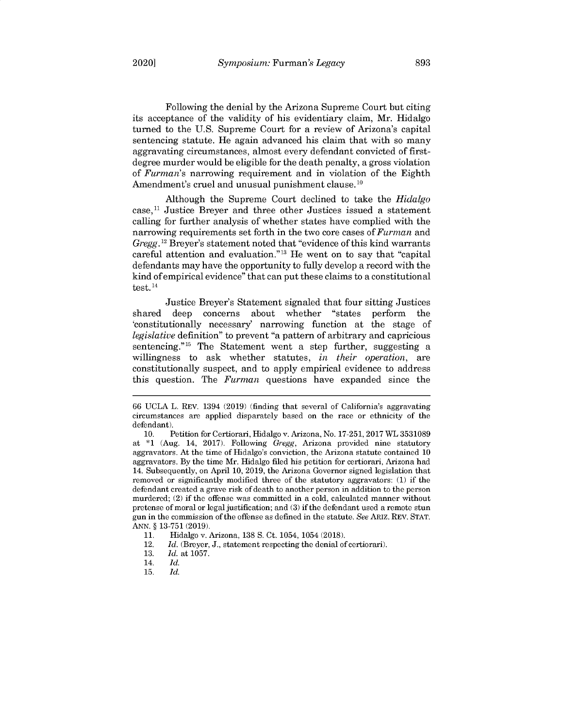Following the denial by the Arizona Supreme Court but citing its acceptance of the validity of his evidentiary claim, Mr. Hidalgo turned to the U.S. Supreme Court for a review of Arizona's capital sentencing statute. He again advanced his claim that with so many aggravating circumstances, almost every defendant convicted of first-degree murder would be eligible for the death penalty, a gross violation of *Furman*'s narrowing requirement and in violation of the Eighth Amendment's cruel and unusual punishment clause.[10]

Although the Supreme Court declined to take the *Hidalgo* case,[11] Justice Breyer and three other Justices issued a statement calling for further analysis of whether states have complied with the narrowing requirements set forth in the two core cases of *Furman* and *Gregg*.[12] Breyer's statement noted that "evidence of this kind warrants careful attention and evaluation."[13] He went on to say that "capital defendants may have the opportunity to fully develop a record with the kind of empirical evidence" that can put these claims to a constitutional test.[14]

Justice Breyer's Statement signaled that four sitting Justices shared deep concerns about whether "states perform the 'constitutionally necessary' narrowing function at the stage of *legislative* definition" to prevent "a pattern of arbitrary and capricious sentencing."[15] The Statement went a step further, suggesting a willingness to ask whether statutes, *in their operation*, are constitutionally suspect, and to apply empirical evidence to address this question. The *Furman* questions have expanded since the

---

66 UCLA L. REV. 1394 (2019) (finding that several of California's aggravating circumstances are applied disparately based on the race or ethnicity of the defendant).

10. Petition for Certiorari, Hidalgo v. Arizona, No. 17-251, 2017 WL 3531089 at *1 (Aug. 14, 2017). Following *Gregg*, Arizona provided nine statutory aggravators. At the time of Hidalgo's conviction, the Arizona statute contained 10 aggravators. By the time Mr. Hidalgo filed his petition for certiorari, Arizona had 14. Subsequently, on April 10, 2019, the Arizona Governor signed legislation that removed or significantly modified three of the statutory aggravators: (1) if the defendant created a grave risk of death to another person in addition to the person murdered; (2) if the offense was committed in a cold, calculated manner without pretense of moral or legal justification; and (3) if the defendant used a remote stun gun in the commission of the offense as defined in the statute. *See* ARIZ. REV. STAT. ANN. § 13-751 (2019).

11. Hidalgo v. Arizona, 138 S. Ct. 1054, 1054 (2018).

12. *Id.* (Breyer, J., statement respecting the denial of certiorari).

13. *Id.* at 1057.

14. *Id.*

15. *Id.*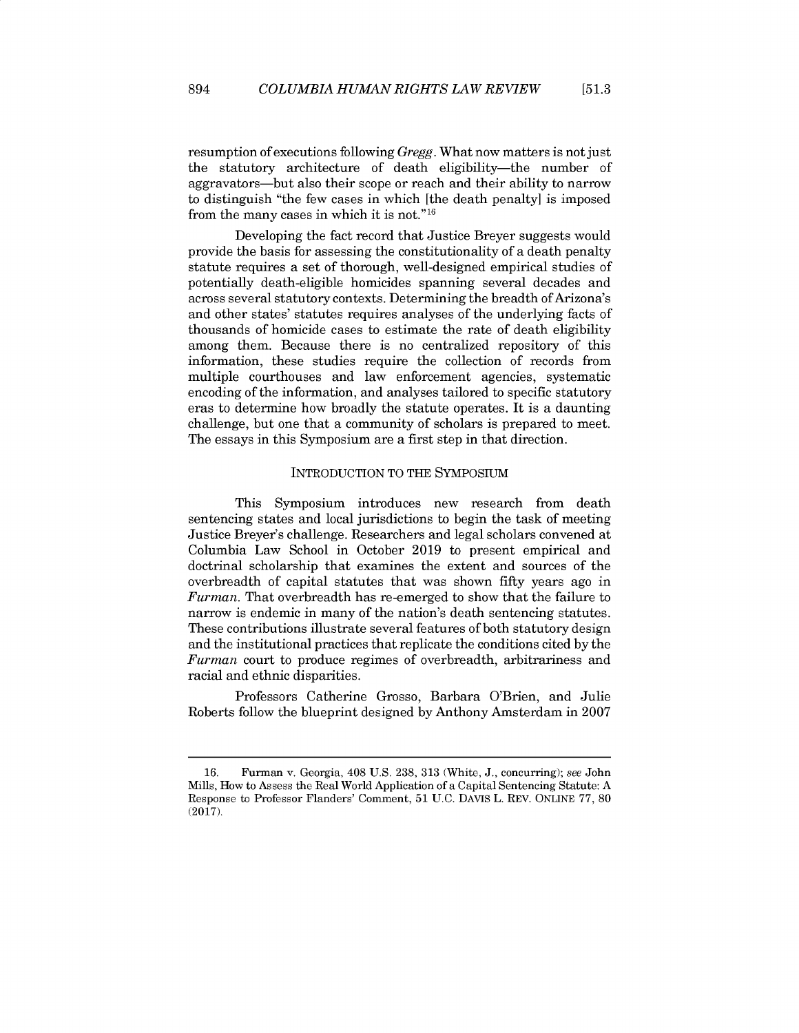resumption of executions following *Gregg*. What now matters is not just the statutory architecture of death eligibility—the number of aggravators—but also their scope or reach and their ability to narrow to distinguish "the few cases in which [the death penalty] is imposed from the many cases in which it is not."[16]

Developing the fact record that Justice Breyer suggests would provide the basis for assessing the constitutionality of a death penalty statute requires a set of thorough, well-designed empirical studies of potentially death-eligible homicides spanning several decades and across several statutory contexts. Determining the breadth of Arizona's and other states' statutes requires analyses of the underlying facts of thousands of homicide cases to estimate the rate of death eligibility among them. Because there is no centralized repository of this information, these studies require the collection of records from multiple courthouses and law enforcement agencies, systematic encoding of the information, and analyses tailored to specific statutory eras to determine how broadly the statute operates. It is a daunting challenge, but one that a community of scholars is prepared to meet. The essays in this Symposium are a first step in that direction.

## INTRODUCTION TO THE SYMPOSIUM

This Symposium introduces new research from death sentencing states and local jurisdictions to begin the task of meeting Justice Breyer's challenge. Researchers and legal scholars convened at Columbia Law School in October 2019 to present empirical and doctrinal scholarship that examines the extent and sources of the overbreadth of capital statutes that was shown fifty years ago in *Furman*. That overbreadth has re-emerged to show that the failure to narrow is endemic in many of the nation's death sentencing statutes. These contributions illustrate several features of both statutory design and the institutional practices that replicate the conditions cited by the *Furman* court to produce regimes of overbreadth, arbitrariness and racial and ethnic disparities.

Professors Catherine Grosso, Barbara O'Brien, and Julie Roberts follow the blueprint designed by Anthony Amsterdam in 2007

---

16. Furman v. Georgia, 408 U.S. 238, 313 (White, J., concurring); *see* John Mills, How to Assess the Real World Application of a Capital Sentencing Statute: A Response to Professor Flanders' Comment, 51 U.C. DAVIS L. REV. ONLINE 77, 80 (2017).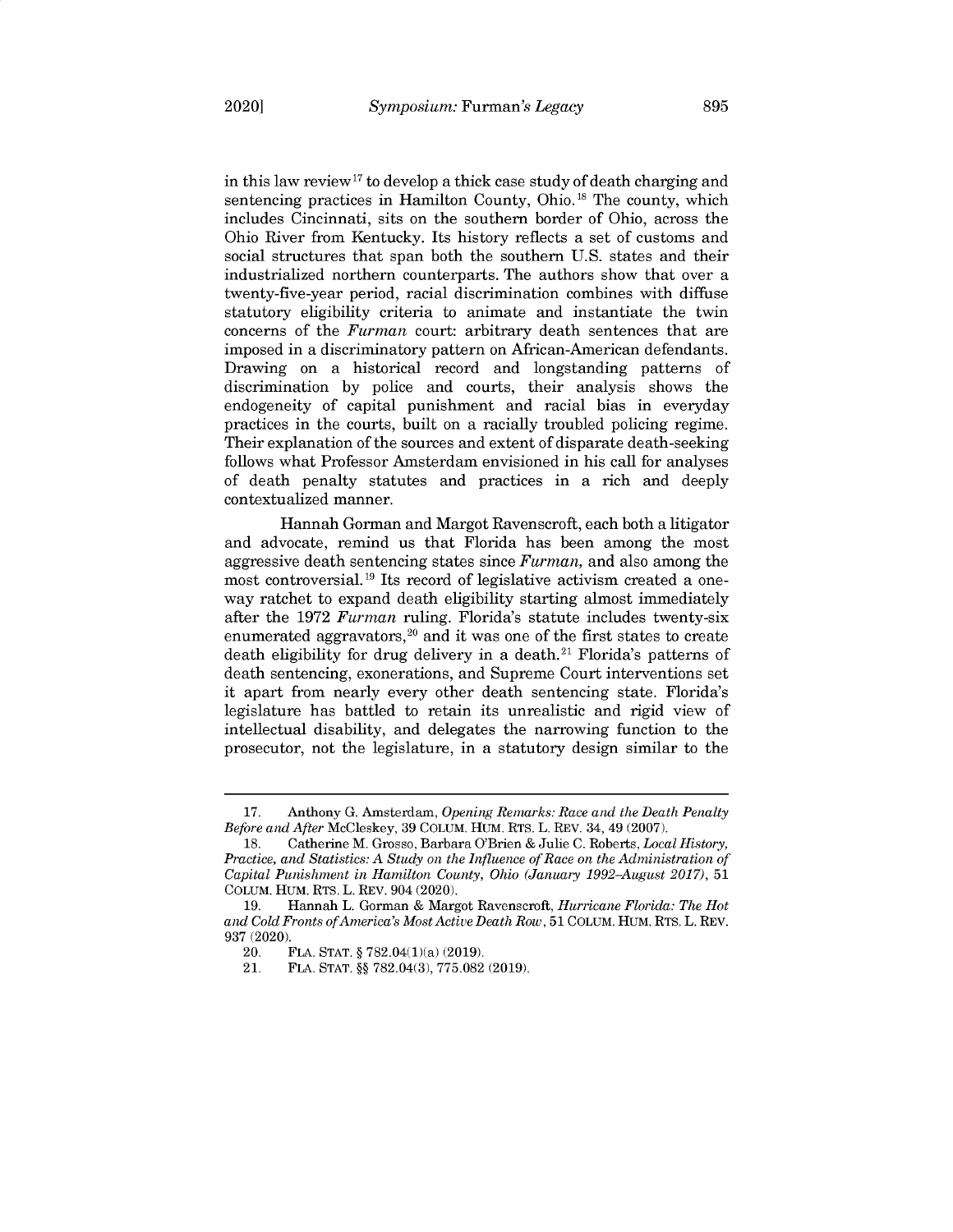in this law review[17] to develop a thick case study of death charging and sentencing practices in Hamilton County, Ohio.[18] The county, which includes Cincinnati, sits on the southern border of Ohio, across the Ohio River from Kentucky. Its history reflects a set of customs and social structures that span both the southern U.S. states and their industrialized northern counterparts. The authors show that over a twenty-five-year period, racial discrimination combines with diffuse statutory eligibility criteria to animate and instantiate the twin concerns of the *Furman* court: arbitrary death sentences that are imposed in a discriminatory pattern on African-American defendants. Drawing on a historical record and longstanding patterns of discrimination by police and courts, their analysis shows the endogeneity of capital punishment and racial bias in everyday practices in the courts, built on a racially troubled policing regime. Their explanation of the sources and extent of disparate death-seeking follows what Professor Amsterdam envisioned in his call for analyses of death penalty statutes and practices in a rich and deeply contextualized manner.

Hannah Gorman and Margot Ravenscroft, each both a litigator and advocate, remind us that Florida has been among the most aggressive death sentencing states since *Furman,* and also among the most controversial.[19] Its record of legislative activism created a one-way ratchet to expand death eligibility starting almost immediately after the 1972 *Furman* ruling. Florida's statute includes twenty-six enumerated aggravators,[20] and it was one of the first states to create death eligibility for drug delivery in a death.[21] Florida's patterns of death sentencing, exonerations, and Supreme Court interventions set it apart from nearly every other death sentencing state. Florida's legislature has battled to retain its unrealistic and rigid view of intellectual disability, and delegates the narrowing function to the prosecutor, not the legislature, in a statutory design similar to the

---

17. Anthony G. Amsterdam, *Opening Remarks: Race and the Death Penalty Before and After* McCleskey, 39 COLUM. HUM. RTS. L. REV. 34, 49 (2007).

18. Catherine M. Grosso, Barbara O'Brien & Julie C. Roberts, *Local History, Practice, and Statistics: A Study on the Influence of Race on the Administration of Capital Punishment in Hamilton County, Ohio (January 1992–August 2017)*, 51 COLUM. HUM. RTS. L. REV. 904 (2020).

19. Hannah L. Gorman & Margot Ravenscroft, *Hurricane Florida: The Hot and Cold Fronts of America's Most Active Death Row*, 51 COLUM. HUM. RTS. L. REV. 937 (2020).

20. FLA. STAT. § 782.04(1)(a) (2019).

21. FLA. STAT. §§ 782.04(3), 775.082 (2019).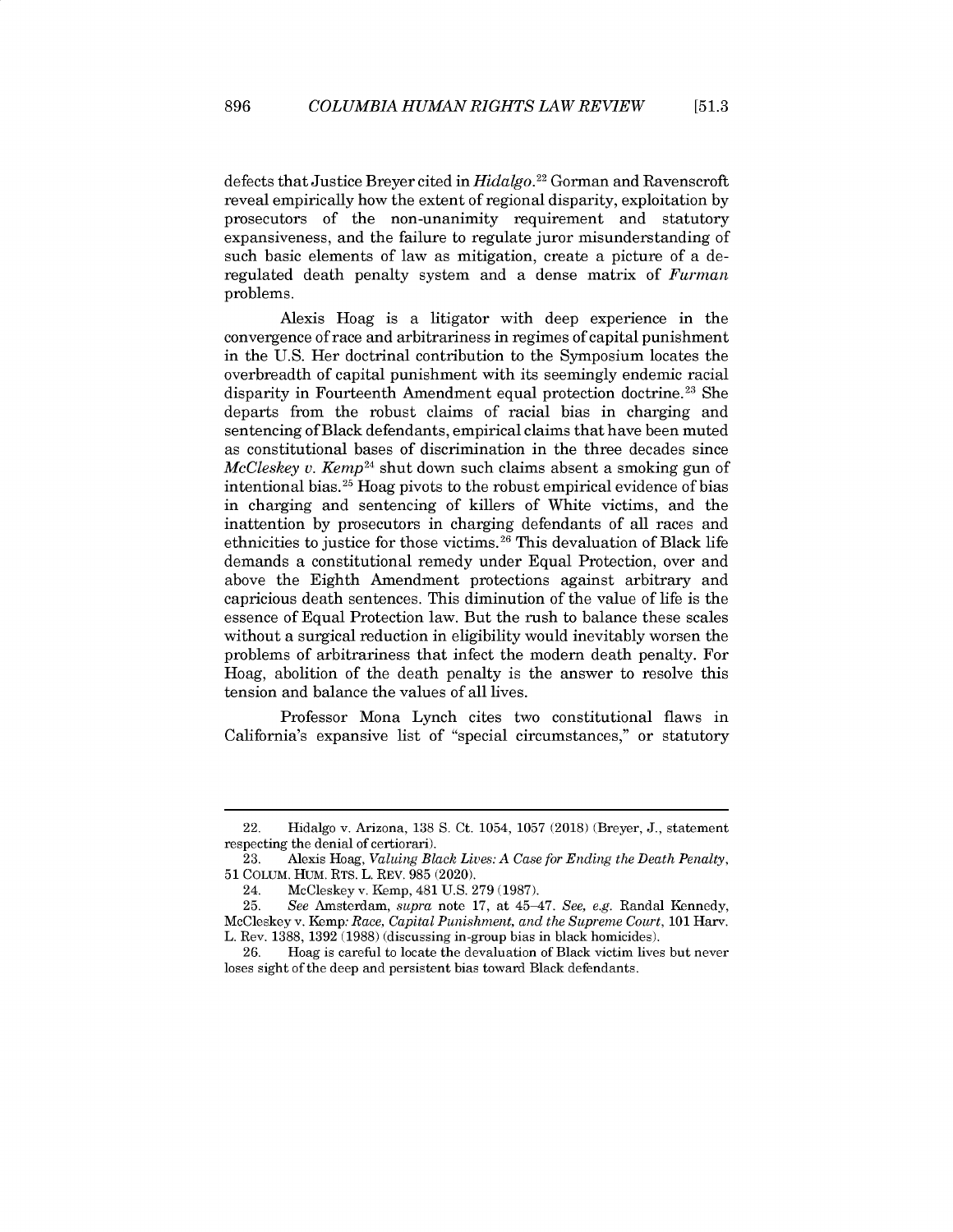defects that Justice Breyer cited in *Hidalgo*.[22] Gorman and Ravenscroft reveal empirically how the extent of regional disparity, exploitation by prosecutors of the non-unanimity requirement and statutory expansiveness, and the failure to regulate juror misunderstanding of such basic elements of law as mitigation, create a picture of a de-regulated death penalty system and a dense matrix of *Furman* problems.

Alexis Hoag is a litigator with deep experience in the convergence of race and arbitrariness in regimes of capital punishment in the U.S. Her doctrinal contribution to the Symposium locates the overbreadth of capital punishment with its seemingly endemic racial disparity in Fourteenth Amendment equal protection doctrine.[23] She departs from the robust claims of racial bias in charging and sentencing of Black defendants, empirical claims that have been muted as constitutional bases of discrimination in the three decades since *McCleskey v. Kemp*[24] shut down such claims absent a smoking gun of intentional bias.[25] Hoag pivots to the robust empirical evidence of bias in charging and sentencing of killers of White victims, and the inattention by prosecutors in charging defendants of all races and ethnicities to justice for those victims.[26] This devaluation of Black life demands a constitutional remedy under Equal Protection, over and above the Eighth Amendment protections against arbitrary and capricious death sentences. This diminution of the value of life is the essence of Equal Protection law. But the rush to balance these scales without a surgical reduction in eligibility would inevitably worsen the problems of arbitrariness that infect the modern death penalty. For Hoag, abolition of the death penalty is the answer to resolve this tension and balance the values of all lives.

Professor Mona Lynch cites two constitutional flaws in California's expansive list of "special circumstances," or statutory

---

22. Hidalgo v. Arizona, 138 S. Ct. 1054, 1057 (2018) (Breyer, J., statement respecting the denial of certiorari).

23. Alexis Hoag, *Valuing Black Lives: A Case for Ending the Death Penalty*, 51 COLUM. HUM. RTS. L. REV. 985 (2020).

24. McCleskey v. Kemp, 481 U.S. 279 (1987).

25. *See* Amsterdam, *supra* note 17, at 45–47. *See, e.g.* Randal Kennedy, McCleskey v. Kemp*: Race, Capital Punishment, and the Supreme Court*, 101 Harv. L. Rev. 1388, 1392 (1988) (discussing in-group bias in black homicides).

26. Hoag is careful to locate the devaluation of Black victim lives but never loses sight of the deep and persistent bias toward Black defendants.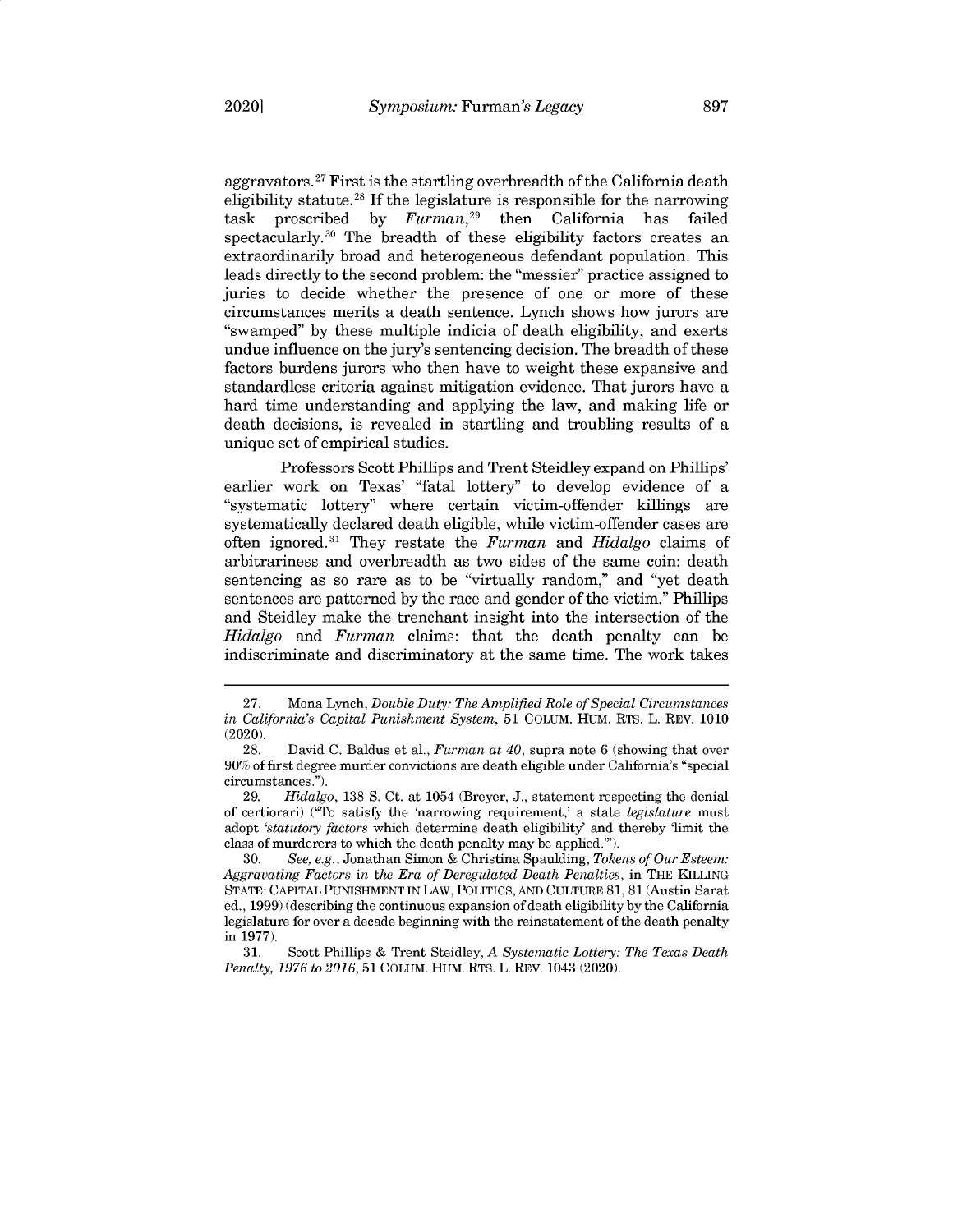aggravators.[27] First is the startling overbreadth of the California death eligibility statute.[28] If the legislature is responsible for the narrowing task proscribed by *Furman*,[29] then California has failed spectacularly.[30] The breadth of these eligibility factors creates an extraordinarily broad and heterogeneous defendant population. This leads directly to the second problem: the "messier" practice assigned to juries to decide whether the presence of one or more of these circumstances merits a death sentence. Lynch shows how jurors are "swamped" by these multiple indicia of death eligibility, and exerts undue influence on the jury's sentencing decision. The breadth of these factors burdens jurors who then have to weight these expansive and standardless criteria against mitigation evidence. That jurors have a hard time understanding and applying the law, and making life or death decisions, is revealed in startling and troubling results of a unique set of empirical studies.

Professors Scott Phillips and Trent Steidley expand on Phillips' earlier work on Texas' "fatal lottery" to develop evidence of a "systematic lottery" where certain victim-offender killings are systematically declared death eligible, while victim-offender cases are often ignored.[31] They restate the *Furman* and *Hidalgo* claims of arbitrariness and overbreadth as two sides of the same coin: death sentencing as so rare as to be "virtually random," and "yet death sentences are patterned by the race and gender of the victim." Phillips and Steidley make the trenchant insight into the intersection of the *Hidalgo* and *Furman* claims: that the death penalty can be indiscriminate and discriminatory at the same time. The work takes

---

27. Mona Lynch, *Double Duty: The Amplified Role of Special Circumstances in California's Capital Punishment System*, 51 COLUM. HUM. RTS. L. REV. 1010 (2020).

28. David C. Baldus et al., *Furman at 40*, supra note 6 (showing that over 90% of first degree murder convictions are death eligible under California's "special circumstances.").

29. *Hidalgo*, 138 S. Ct. at 1054 (Breyer, J., statement respecting the denial of certiorari) ("To satisfy the 'narrowing requirement,' a state *legislature* must adopt '*statutory factors* which determine death eligibility' and thereby 'limit the class of murderers to which the death penalty may be applied.'").

30. *See, e.g.*, Jonathan Simon & Christina Spaulding, *Tokens of Our Esteem: Aggravating Factors in the Era of Deregulated Death Penalties*, in THE KILLING STATE: CAPITAL PUNISHMENT IN LAW, POLITICS, AND CULTURE 81, 81 (Austin Sarat ed., 1999) (describing the continuous expansion of death eligibility by the California legislature for over a decade beginning with the reinstatement of the death penalty in 1977).

31. Scott Phillips & Trent Steidley, *A Systematic Lottery: The Texas Death Penalty, 1976 to 2016*, 51 COLUM. HUM. RTS. L. REV. 1043 (2020).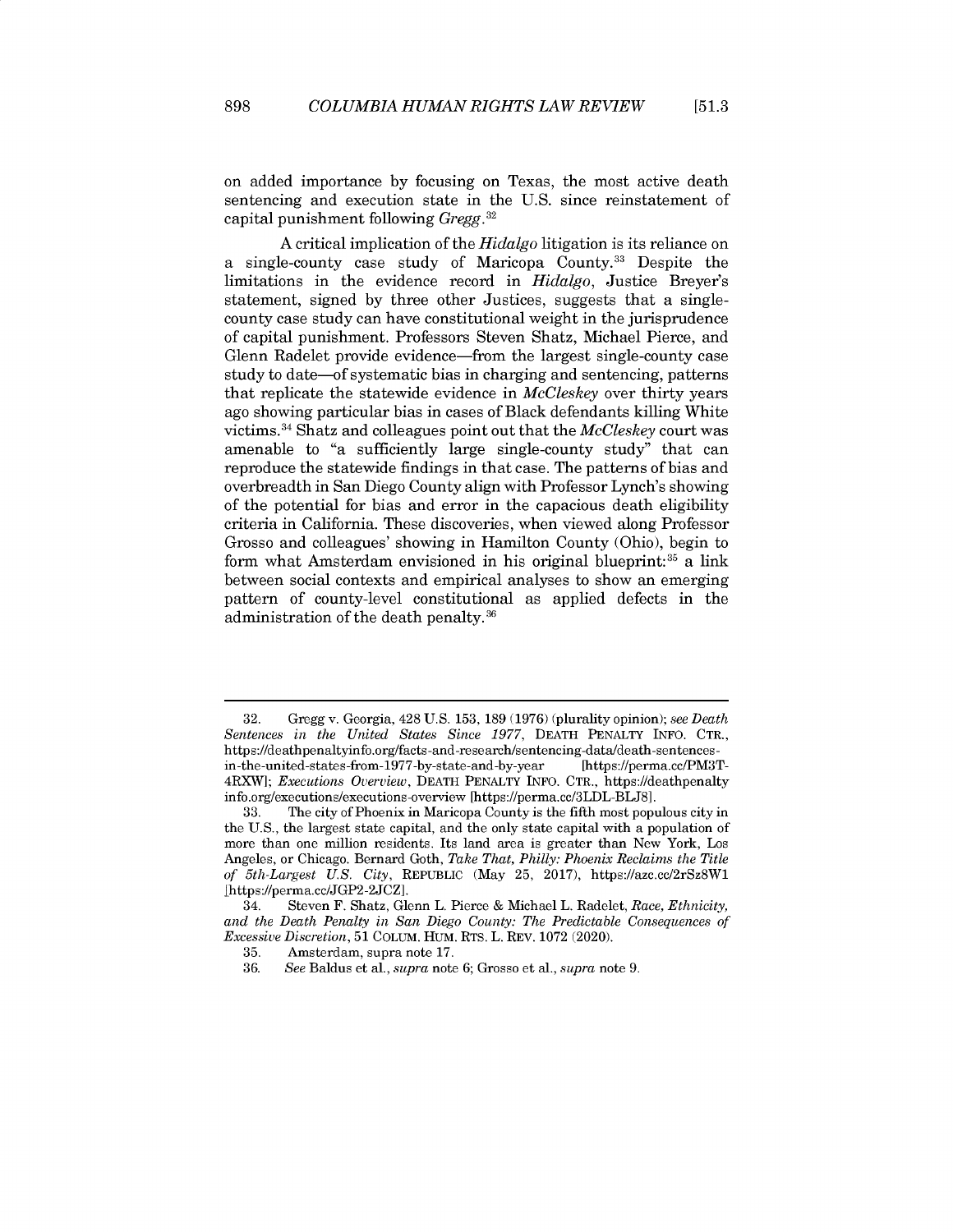on added importance by focusing on Texas, the most active death sentencing and execution state in the U.S. since reinstatement of capital punishment following *Gregg*.[32]

A critical implication of the *Hidalgo* litigation is its reliance on a single-county case study of Maricopa County.[33] Despite the limitations in the evidence record in *Hidalgo*, Justice Breyer's statement, signed by three other Justices, suggests that a single-county case study can have constitutional weight in the jurisprudence of capital punishment. Professors Steven Shatz, Michael Pierce, and Glenn Radelet provide evidence—from the largest single-county case study to date—of systematic bias in charging and sentencing, patterns that replicate the statewide evidence in *McCleskey* over thirty years ago showing particular bias in cases of Black defendants killing White victims.[34] Shatz and colleagues point out that the *McCleskey* court was amenable to "a sufficiently large single-county study" that can reproduce the statewide findings in that case. The patterns of bias and overbreadth in San Diego County align with Professor Lynch's showing of the potential for bias and error in the capacious death eligibility criteria in California. These discoveries, when viewed along Professor Grosso and colleagues' showing in Hamilton County (Ohio), begin to form what Amsterdam envisioned in his original blueprint:[35] a link between social contexts and empirical analyses to show an emerging pattern of county-level constitutional as applied defects in the administration of the death penalty.[36]

---

32. Gregg v. Georgia, 428 U.S. 153, 189 (1976) (plurality opinion); *see Death Sentences in the United States Since 1977*, DEATH PENALTY INFO. CTR., https://deathpenaltyinfo.org/facts-and-research/sentencing-data/death-sentences-in-the-united-states-from-1977-by-state-and-by-year [https://perma.cc/PM3T-4RXW]; *Executions Overview*, DEATH PENALTY INFO. CTR., https://deathpenaltyinfo.org/executions/executions-overview [https://perma.cc/3LDL-BLJ8].

33. The city of Phoenix in Maricopa County is the fifth most populous city in the U.S., the largest state capital, and the only state capital with a population of more than one million residents. Its land area is greater than New York, Los Angeles, or Chicago. Bernard Goth, *Take That, Philly: Phoenix Reclaims the Title of 5th-Largest U.S. City*, REPUBLIC (May 25, 2017), https://azc.cc/2rSz8W1 [https://perma.cc/JGP2-2JCZ].

34. Steven F. Shatz, Glenn L. Pierce & Michael L. Radelet, *Race, Ethnicity, and the Death Penalty in San Diego County: The Predictable Consequences of Excessive Discretion*, 51 COLUM. HUM. RTS. L. REV. 1072 (2020).

35. Amsterdam, supra note 17.

36. *See* Baldus et al., *supra* note 6; Grosso et al., *supra* note 9.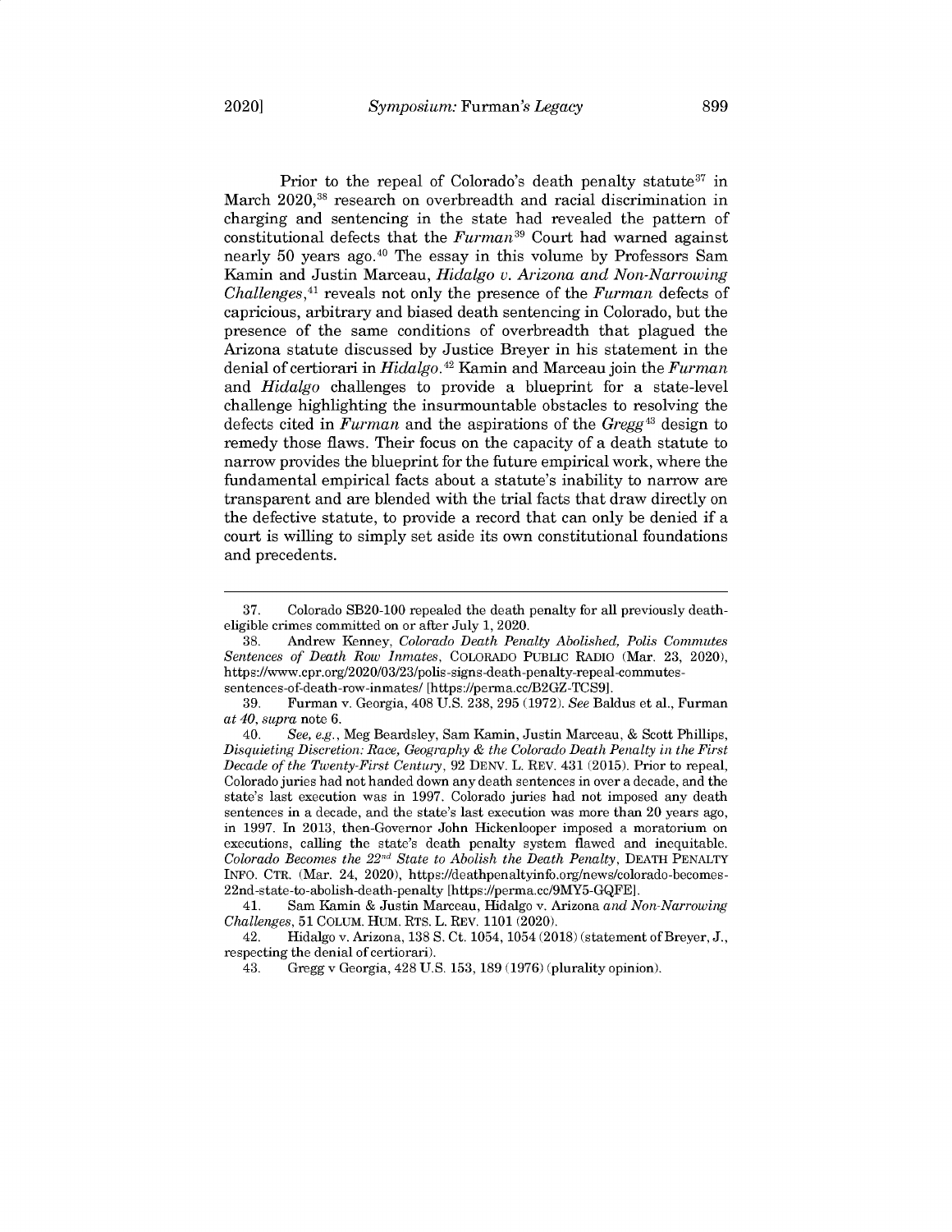Prior to the repeal of Colorado's death penalty statute[37] in March 2020,[38] research on overbreadth and racial discrimination in charging and sentencing in the state had revealed the pattern of constitutional defects that the *Furman*[39] Court had warned against nearly 50 years ago.[40] The essay in this volume by Professors Sam Kamin and Justin Marceau, *Hidalgo v. Arizona and Non-Narrowing Challenges*,[41] reveals not only the presence of the *Furman* defects of capricious, arbitrary and biased death sentencing in Colorado, but the presence of the same conditions of overbreadth that plagued the Arizona statute discussed by Justice Breyer in his statement in the denial of certiorari in *Hidalgo*.[42] Kamin and Marceau join the *Furman* and *Hidalgo* challenges to provide a blueprint for a state-level challenge highlighting the insurmountable obstacles to resolving the defects cited in *Furman* and the aspirations of the *Gregg*[43] design to remedy those flaws. Their focus on the capacity of a death statute to narrow provides the blueprint for the future empirical work, where the fundamental empirical facts about a statute's inability to narrow are transparent and are blended with the trial facts that draw directly on the defective statute, to provide a record that can only be denied if a court is willing to simply set aside its own constitutional foundations and precedents.

---

37. Colorado SB20-100 repealed the death penalty for all previously death-eligible crimes committed on or after July 1, 2020.

38. Andrew Kenney, *Colorado Death Penalty Abolished, Polis Commutes Sentences of Death Row Inmates*, COLORADO PUBLIC RADIO (Mar. 23, 2020), https://www.cpr.org/2020/03/23/polis-signs-death-penalty-repeal-commutes-sentences-of-death-row-inmates/ [https://perma.cc/B2GZ-TCS9].

39. Furman v. Georgia, 408 U.S. 238, 295 (1972). *See* Baldus et al., Furman *at 40*, *supra* note 6.

40. *See, e.g.*, Meg Beardsley, Sam Kamin, Justin Marceau, & Scott Phillips, *Disquieting Discretion: Race, Geography & the Colorado Death Penalty in the First Decade of the Twenty-First Century*, 92 DENV. L. REV. 431 (2015). Prior to repeal, Colorado juries had not handed down any death sentences in over a decade, and the state's last execution was in 1997. Colorado juries had not imposed any death sentences in a decade, and the state's last execution was more than 20 years ago, in 1997. In 2013, then-Governor John Hickenlooper imposed a moratorium on executions, calling the state's death penalty system flawed and inequitable. *Colorado Becomes the 22nd State to Abolish the Death Penalty*, DEATH PENALTY INFO. CTR. (Mar. 24, 2020), https://deathpenaltyinfo.org/news/colorado-becomes-22nd-state-to-abolish-death-penalty [https://perma.cc/9MY5-GQFE].

41. Sam Kamin & Justin Marceau, Hidalgo v. Arizona *and Non-Narrowing Challenges*, 51 COLUM. HUM. RTS. L. REV. 1101 (2020).

42. Hidalgo v. Arizona, 138 S. Ct. 1054, 1054 (2018) (statement of Breyer, J., respecting the denial of certiorari).

43. Gregg v Georgia, 428 U.S. 153, 189 (1976) (plurality opinion).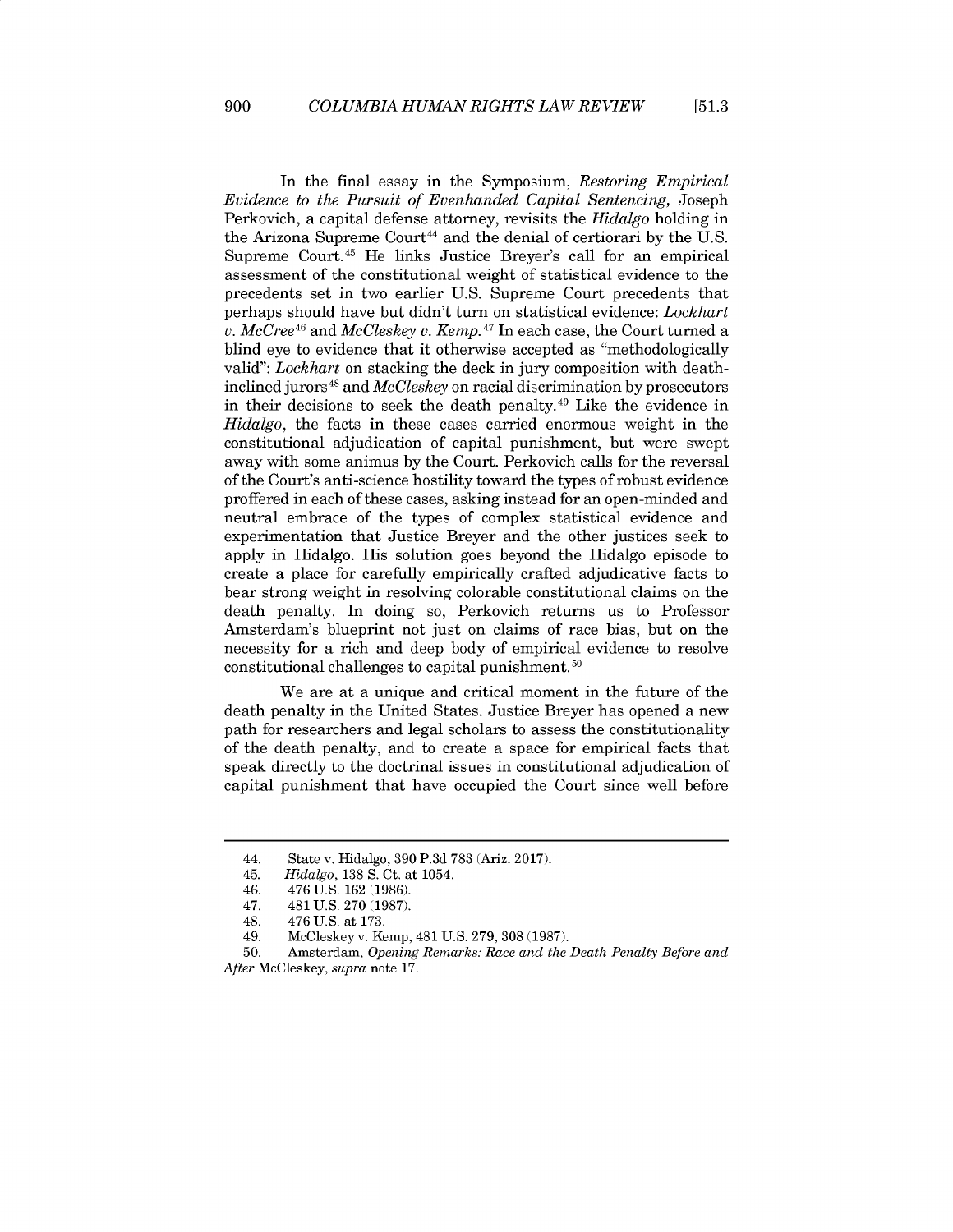In the final essay in the Symposium, *Restoring Empirical Evidence to the Pursuit of Evenhanded Capital Sentencing*, Joseph Perkovich, a capital defense attorney, revisits the *Hidalgo* holding in the Arizona Supreme Court[44] and the denial of certiorari by the U.S. Supreme Court.[45] He links Justice Breyer's call for an empirical assessment of the constitutional weight of statistical evidence to the precedents set in two earlier U.S. Supreme Court precedents that perhaps should have but didn't turn on statistical evidence: *Lockhart v. McCree*[46] and *McCleskey v. Kemp*.[47] In each case, the Court turned a blind eye to evidence that it otherwise accepted as "methodologically valid": *Lockhart* on stacking the deck in jury composition with death-inclined jurors[48] and *McCleskey* on racial discrimination by prosecutors in their decisions to seek the death penalty.[49] Like the evidence in *Hidalgo*, the facts in these cases carried enormous weight in the constitutional adjudication of capital punishment, but were swept away with some animus by the Court. Perkovich calls for the reversal of the Court's anti-science hostility toward the types of robust evidence proffered in each of these cases, asking instead for an open-minded and neutral embrace of the types of complex statistical evidence and experimentation that Justice Breyer and the other justices seek to apply in Hidalgo. His solution goes beyond the Hidalgo episode to create a place for carefully empirically crafted adjudicative facts to bear strong weight in resolving colorable constitutional claims on the death penalty. In doing so, Perkovich returns us to Professor Amsterdam's blueprint not just on claims of race bias, but on the necessity for a rich and deep body of empirical evidence to resolve constitutional challenges to capital punishment.[50]

We are at a unique and critical moment in the future of the death penalty in the United States. Justice Breyer has opened a new path for researchers and legal scholars to assess the constitutionality of the death penalty, and to create a space for empirical facts that speak directly to the doctrinal issues in constitutional adjudication of capital punishment that have occupied the Court since well before

---

44. State v. Hidalgo, 390 P.3d 783 (Ariz. 2017).
45. *Hidalgo*, 138 S. Ct. at 1054.
46. 476 U.S. 162 (1986).
47. 481 U.S. 270 (1987).
48. 476 U.S. at 173.
49. McCleskey v. Kemp, 481 U.S. 279, 308 (1987).
50. Amsterdam, *Opening Remarks: Race and the Death Penalty Before and After* McCleskey, *supra* note 17.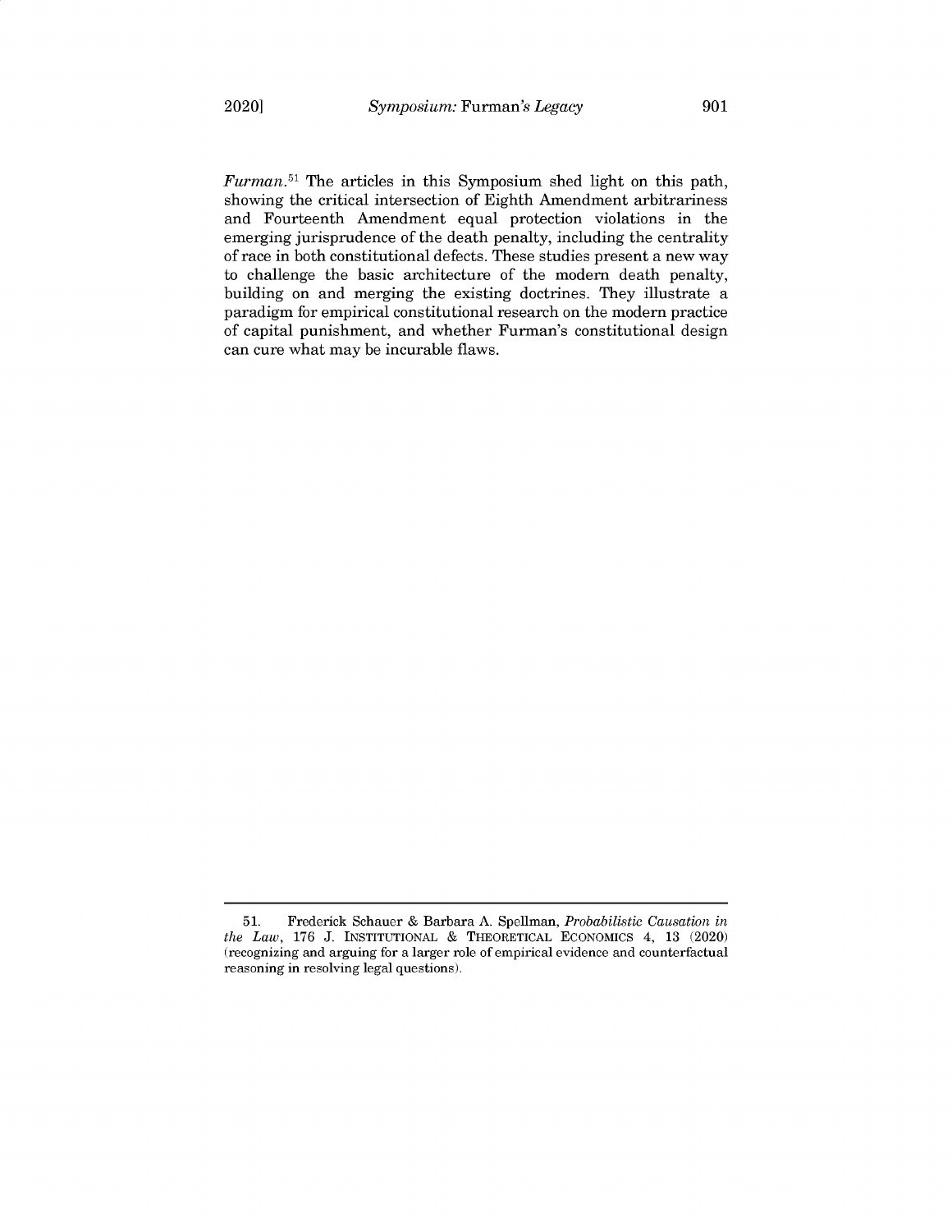*Furman*.[51] The articles in this Symposium shed light on this path, showing the critical intersection of Eighth Amendment arbitrariness and Fourteenth Amendment equal protection violations in the emerging jurisprudence of the death penalty, including the centrality of race in both constitutional defects. These studies present a new way to challenge the basic architecture of the modern death penalty, building on and merging the existing doctrines. They illustrate a paradigm for empirical constitutional research on the modern practice of capital punishment, and whether Furman's constitutional design can cure what may be incurable flaws.

---

51. Frederick Schauer & Barbara A. Spellman, *Probabilistic Causation in the Law*, 176 J. INSTITUTIONAL & THEORETICAL ECONOMICS 4, 13 (2020) (recognizing and arguing for a larger role of empirical evidence and counterfactual reasoning in resolving legal questions).